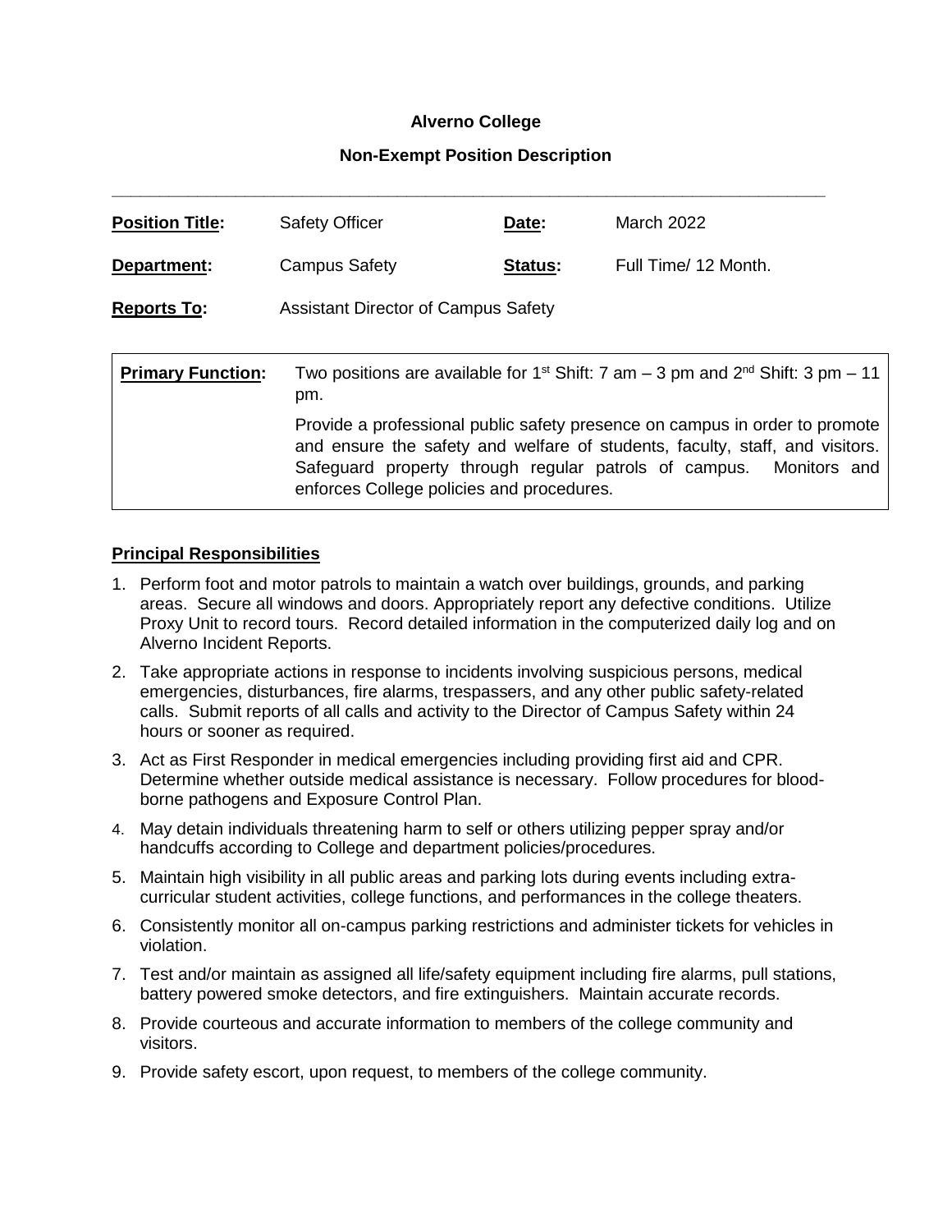**Alverno College**

**Non-Exempt Position Description**

---

| | | | |
|---|---|---|---|
| **Position Title:** | Safety Officer | **Date:** | March 2022 |
| **Department:** | Campus Safety | **Status:** | Full Time/ 12 Month. |
| **Reports To:** | Assistant Director of Campus Safety | | |

| | |
|---|---|
| **Primary Function:** | Two positions are available for 1st Shift: 7 am – 3 pm and 2nd Shift: 3 pm – 11 pm.<br><br>Provide a professional public safety presence on campus in order to promote and ensure the safety and welfare of students, faculty, staff, and visitors. Safeguard property through regular patrols of campus. Monitors and enforces College policies and procedures. |

**Principal Responsibilities**

1. Perform foot and motor patrols to maintain a watch over buildings, grounds, and parking areas. Secure all windows and doors. Appropriately report any defective conditions. Utilize Proxy Unit to record tours. Record detailed information in the computerized daily log and on Alverno Incident Reports.
2. Take appropriate actions in response to incidents involving suspicious persons, medical emergencies, disturbances, fire alarms, trespassers, and any other public safety-related calls. Submit reports of all calls and activity to the Director of Campus Safety within 24 hours or sooner as required.
3. Act as First Responder in medical emergencies including providing first aid and CPR. Determine whether outside medical assistance is necessary. Follow procedures for blood-borne pathogens and Exposure Control Plan.
4. May detain individuals threatening harm to self or others utilizing pepper spray and/or handcuffs according to College and department policies/procedures.
5. Maintain high visibility in all public areas and parking lots during events including extra-curricular student activities, college functions, and performances in the college theaters.
6. Consistently monitor all on-campus parking restrictions and administer tickets for vehicles in violation.
7. Test and/or maintain as assigned all life/safety equipment including fire alarms, pull stations, battery powered smoke detectors, and fire extinguishers. Maintain accurate records.
8. Provide courteous and accurate information to members of the college community and visitors.
9. Provide safety escort, upon request, to members of the college community.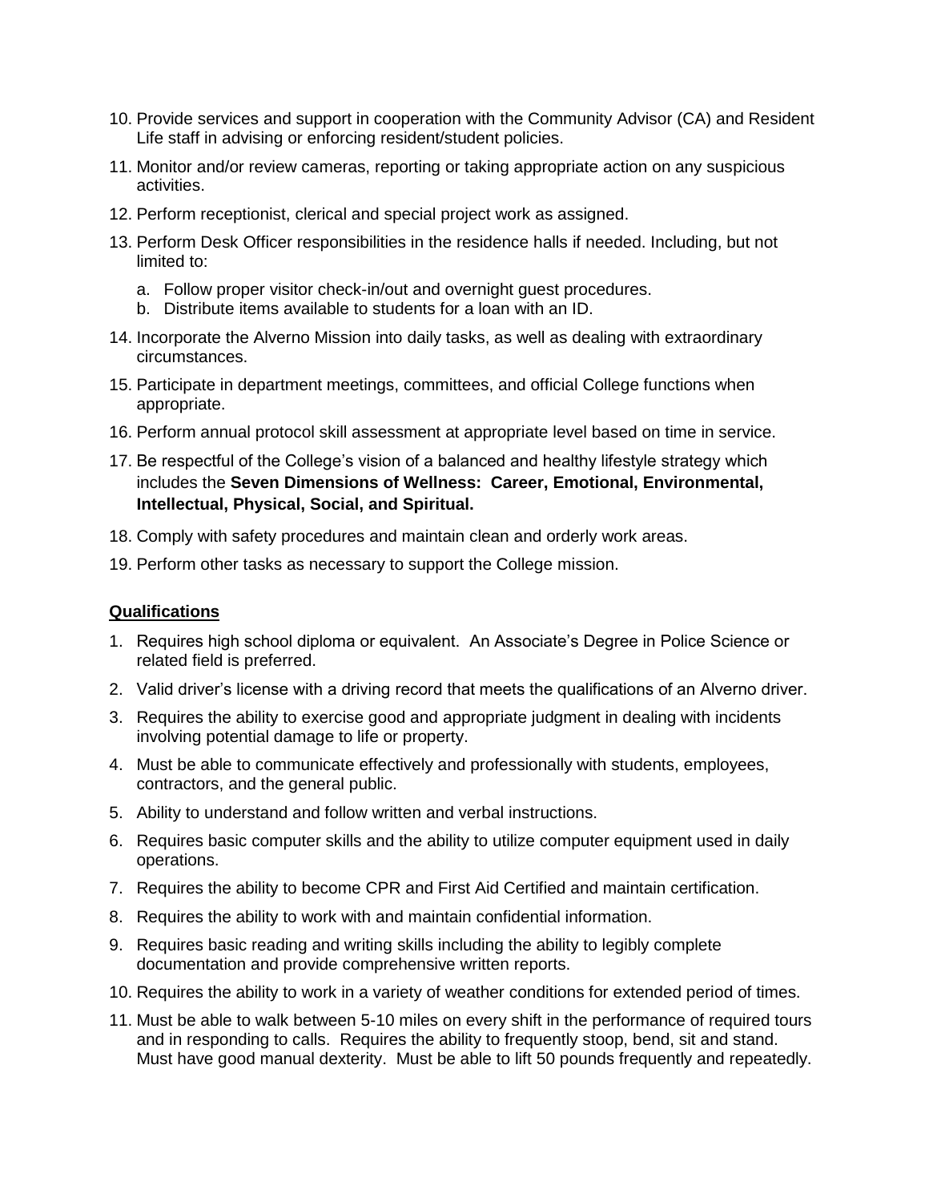10. Provide services and support in cooperation with the Community Advisor (CA) and Resident Life staff in advising or enforcing resident/student policies.
11. Monitor and/or review cameras, reporting or taking appropriate action on any suspicious activities.
12. Perform receptionist, clerical and special project work as assigned.
13. Perform Desk Officer responsibilities in the residence halls if needed. Including, but not limited to:
    a. Follow proper visitor check-in/out and overnight guest procedures.
    b. Distribute items available to students for a loan with an ID.
14. Incorporate the Alverno Mission into daily tasks, as well as dealing with extraordinary circumstances.
15. Participate in department meetings, committees, and official College functions when appropriate.
16. Perform annual protocol skill assessment at appropriate level based on time in service.
17. Be respectful of the College's vision of a balanced and healthy lifestyle strategy which includes the **Seven Dimensions of Wellness: Career, Emotional, Environmental, Intellectual, Physical, Social, and Spiritual.**
18. Comply with safety procedures and maintain clean and orderly work areas.
19. Perform other tasks as necessary to support the College mission.

**Qualifications**

1. Requires high school diploma or equivalent. An Associate's Degree in Police Science or related field is preferred.
2. Valid driver's license with a driving record that meets the qualifications of an Alverno driver.
3. Requires the ability to exercise good and appropriate judgment in dealing with incidents involving potential damage to life or property.
4. Must be able to communicate effectively and professionally with students, employees, contractors, and the general public.
5. Ability to understand and follow written and verbal instructions.
6. Requires basic computer skills and the ability to utilize computer equipment used in daily operations.
7. Requires the ability to become CPR and First Aid Certified and maintain certification.
8. Requires the ability to work with and maintain confidential information.
9. Requires basic reading and writing skills including the ability to legibly complete documentation and provide comprehensive written reports.
10. Requires the ability to work in a variety of weather conditions for extended period of times.
11. Must be able to walk between 5-10 miles on every shift in the performance of required tours and in responding to calls. Requires the ability to frequently stoop, bend, sit and stand. Must have good manual dexterity. Must be able to lift 50 pounds frequently and repeatedly.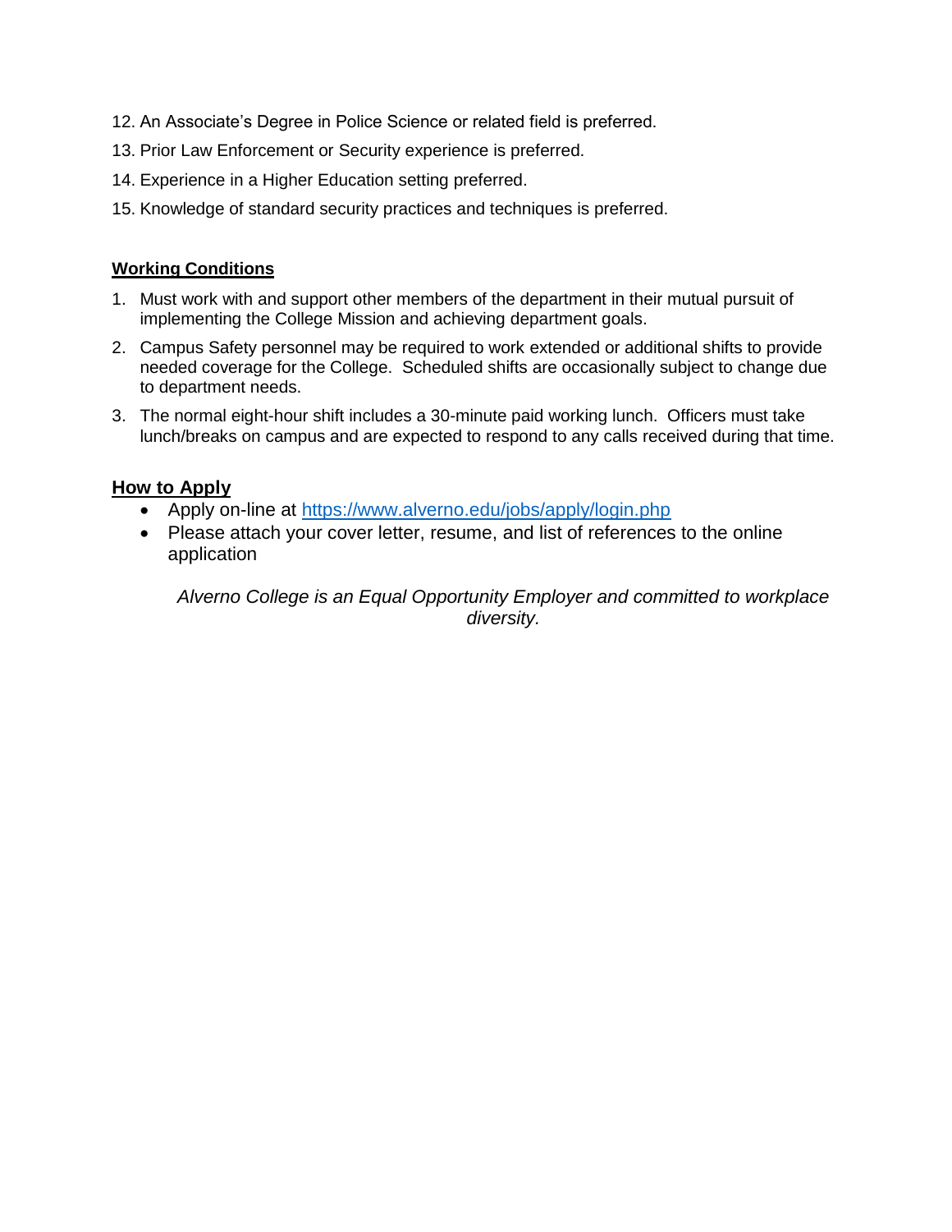12. An Associate's Degree in Police Science or related field is preferred.
13. Prior Law Enforcement or Security experience is preferred.
14. Experience in a Higher Education setting preferred.
15. Knowledge of standard security practices and techniques is preferred.

## Working Conditions

1. Must work with and support other members of the department in their mutual pursuit of implementing the College Mission and achieving department goals.
2. Campus Safety personnel may be required to work extended or additional shifts to provide needed coverage for the College. Scheduled shifts are occasionally subject to change due to department needs.
3. The normal eight-hour shift includes a 30-minute paid working lunch. Officers must take lunch/breaks on campus and are expected to respond to any calls received during that time.

## How to Apply

- Apply on-line at https://www.alverno.edu/jobs/apply/login.php
- Please attach your cover letter, resume, and list of references to the online application

*Alverno College is an Equal Opportunity Employer and committed to workplace diversity.*